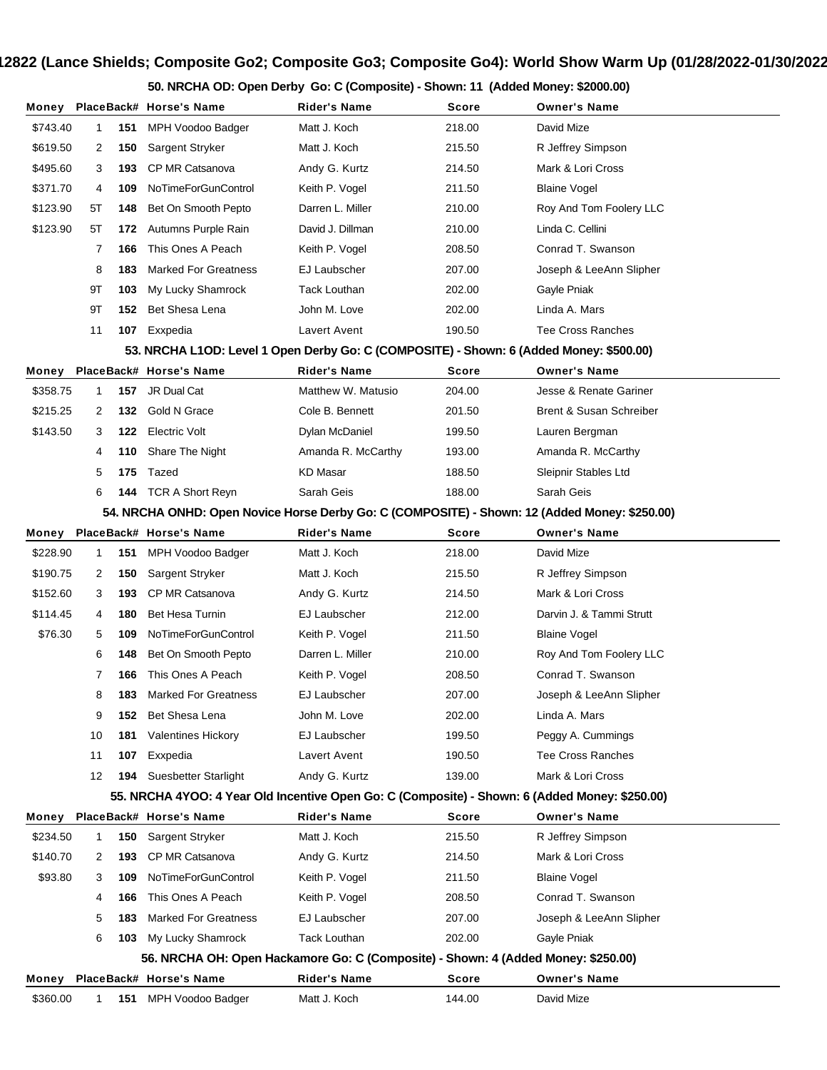# 12822 (Lance Shields; Composite Go2; Composite Go3; Composite Go4): World Show Warm Up (01/28/2022-01/30/2022)

### 50. NRCHA OD: Open Derby Go: C (Composite) - Shown: 11 (Added Money: $2000.00)

| Money | Place | Back# | Horse's Name | Rider's Name | Score | Owner's Name |
|---|---|---|---|---|---|---|
| $743.40 | 1 | 151 | MPH Voodoo Badger | Matt J. Koch | 218.00 | David Mize |
| $619.50 | 2 | 150 | Sargent Stryker | Matt J. Koch | 215.50 | R Jeffrey Simpson |
| $495.60 | 3 | 193 | CP MR Catsanova | Andy G. Kurtz | 214.50 | Mark & Lori Cross |
| $371.70 | 4 | 109 | NoTimeForGunControl | Keith P. Vogel | 211.50 | Blaine Vogel |
| $123.90 | 5T | 148 | Bet On Smooth Pepto | Darren L. Miller | 210.00 | Roy And Tom Foolery LLC |
| $123.90 | 5T | 172 | Autumns Purple Rain | David J. Dillman | 210.00 | Linda C. Cellini |
| | 7 | 166 | This Ones A Peach | Keith P. Vogel | 208.50 | Conrad T. Swanson |
| | 8 | 183 | Marked For Greatness | EJ Laubscher | 207.00 | Joseph & LeeAnn Slipher |
| | 9T | 103 | My Lucky Shamrock | Tack Louthan | 202.00 | Gayle Pniak |
| | 9T | 152 | Bet Shesa Lena | John M. Love | 202.00 | Linda A. Mars |
| | 11 | 107 | Exxpedia | Lavert Avent | 190.50 | Tee Cross Ranches |

### 53. NRCHA L1OD: Level 1 Open Derby Go: C (COMPOSITE) - Shown: 6 (Added Money: $500.00)

| Money | Place | Back# | Horse's Name | Rider's Name | Score | Owner's Name |
|---|---|---|---|---|---|---|
| $358.75 | 1 | 157 | JR Dual Cat | Matthew W. Matusio | 204.00 | Jesse & Renate Gariner |
| $215.25 | 2 | 132 | Gold N Grace | Cole B. Bennett | 201.50 | Brent & Susan Schreiber |
| $143.50 | 3 | 122 | Electric Volt | Dylan McDaniel | 199.50 | Lauren Bergman |
| | 4 | 110 | Share The Night | Amanda R. McCarthy | 193.00 | Amanda R. McCarthy |
| | 5 | 175 | Tazed | KD Masar | 188.50 | Sleipnir Stables Ltd |
| | 6 | 144 | TCR A Short Reyn | Sarah Geis | 188.00 | Sarah Geis |

### 54. NRCHA ONHD: Open Novice Horse Derby Go: C (COMPOSITE) - Shown: 12 (Added Money: $250.00)

| Money | Place | Back# | Horse's Name | Rider's Name | Score | Owner's Name |
|---|---|---|---|---|---|---|
| $228.90 | 1 | 151 | MPH Voodoo Badger | Matt J. Koch | 218.00 | David Mize |
| $190.75 | 2 | 150 | Sargent Stryker | Matt J. Koch | 215.50 | R Jeffrey Simpson |
| $152.60 | 3 | 193 | CP MR Catsanova | Andy G. Kurtz | 214.50 | Mark & Lori Cross |
| $114.45 | 4 | 180 | Bet Hesa Turnin | EJ Laubscher | 212.00 | Darvin J. & Tammi Strutt |
| $76.30 | 5 | 109 | NoTimeForGunControl | Keith P. Vogel | 211.50 | Blaine Vogel |
| | 6 | 148 | Bet On Smooth Pepto | Darren L. Miller | 210.00 | Roy And Tom Foolery LLC |
| | 7 | 166 | This Ones A Peach | Keith P. Vogel | 208.50 | Conrad T. Swanson |
| | 8 | 183 | Marked For Greatness | EJ Laubscher | 207.00 | Joseph & LeeAnn Slipher |
| | 9 | 152 | Bet Shesa Lena | John M. Love | 202.00 | Linda A. Mars |
| | 10 | 181 | Valentines Hickory | EJ Laubscher | 199.50 | Peggy A. Cummings |
| | 11 | 107 | Exxpedia | Lavert Avent | 190.50 | Tee Cross Ranches |
| | 12 | 194 | Suesbetter Starlight | Andy G. Kurtz | 139.00 | Mark & Lori Cross |

### 55. NRCHA 4YOO: 4 Year Old Incentive Open Go: C (Composite) - Shown: 6 (Added Money: $250.00)

| Money | Place | Back# | Horse's Name | Rider's Name | Score | Owner's Name |
|---|---|---|---|---|---|---|
| $234.50 | 1 | 150 | Sargent Stryker | Matt J. Koch | 215.50 | R Jeffrey Simpson |
| $140.70 | 2 | 193 | CP MR Catsanova | Andy G. Kurtz | 214.50 | Mark & Lori Cross |
| $93.80 | 3 | 109 | NoTimeForGunControl | Keith P. Vogel | 211.50 | Blaine Vogel |
| | 4 | 166 | This Ones A Peach | Keith P. Vogel | 208.50 | Conrad T. Swanson |
| | 5 | 183 | Marked For Greatness | EJ Laubscher | 207.00 | Joseph & LeeAnn Slipher |
| | 6 | 103 | My Lucky Shamrock | Tack Louthan | 202.00 | Gayle Pniak |

### 56. NRCHA OH: Open Hackamore Go: C (Composite) - Shown: 4 (Added Money: $250.00)

| Money | Place | Back# | Horse's Name | Rider's Name | Score | Owner's Name |
|---|---|---|---|---|---|---|
| $360.00 | 1 | 151 | MPH Voodoo Badger | Matt J. Koch | 144.00 | David Mize |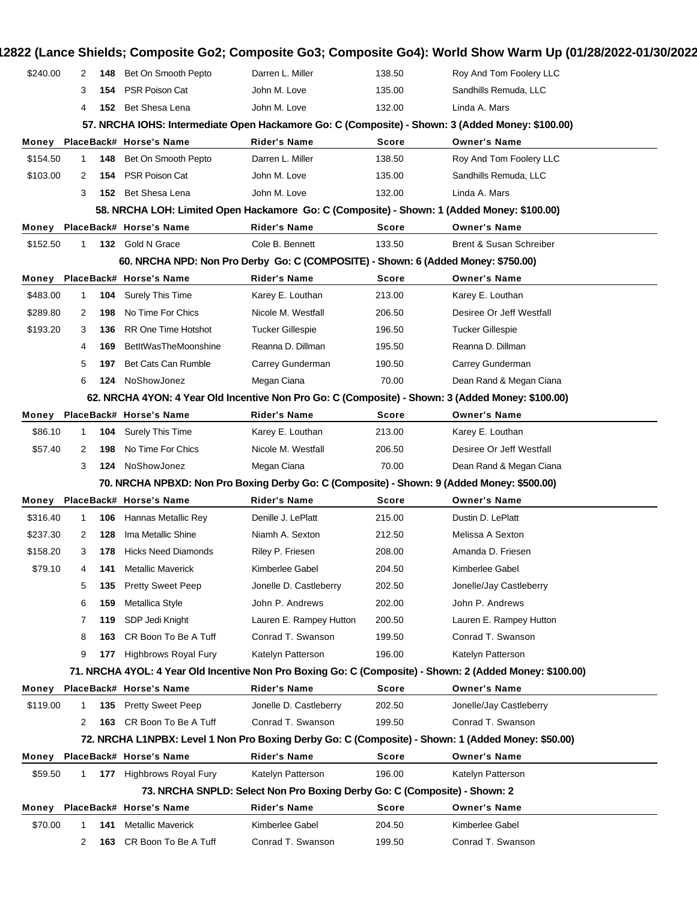| Money | PlaceBack# | | Horse's Name | Rider's Name | Score | Owner's Name |
|---|---|---|---|---|---|---|
| $240.00 | 2 | 148 | Bet On Smooth Pepto | Darren L. Miller | 138.50 | Roy And Tom Foolery LLC |
| | 3 | 154 | PSR Poison Cat | John M. Love | 135.00 | Sandhills Remuda, LLC |
| | 4 | 152 | Bet Shesa Lena | John M. Love | 132.00 | Linda A. Mars |

### 57. NRCHA IOHS: Intermediate Open Hackamore Go: C (Composite) - Shown: 3 (Added Money: $100.00)

| Money | Place | Back# | Horse's Name | Rider's Name | Score | Owner's Name |
|---|---|---|---|---|---|---|
| $154.50 | 1 | 148 | Bet On Smooth Pepto | Darren L. Miller | 138.50 | Roy And Tom Foolery LLC |
| $103.00 | 2 | 154 | PSR Poison Cat | John M. Love | 135.00 | Sandhills Remuda, LLC |
| | 3 | 152 | Bet Shesa Lena | John M. Love | 132.00 | Linda A. Mars |

### 58. NRCHA LOH: Limited Open Hackamore Go: C (Composite) - Shown: 1 (Added Money: $100.00)

| Money | Place | Back# | Horse's Name | Rider's Name | Score | Owner's Name |
|---|---|---|---|---|---|---|
| $152.50 | 1 | 132 | Gold N Grace | Cole B. Bennett | 133.50 | Brent & Susan Schreiber |

### 60. NRCHA NPD: Non Pro Derby Go: C (COMPOSITE) - Shown: 6 (Added Money: $750.00)

| Money | Place | Back# | Horse's Name | Rider's Name | Score | Owner's Name |
|---|---|---|---|---|---|---|
| $483.00 | 1 | 104 | Surely This Time | Karey E. Louthan | 213.00 | Karey E. Louthan |
| $289.80 | 2 | 198 | No Time For Chics | Nicole M. Westfall | 206.50 | Desiree Or Jeff Westfall |
| $193.20 | 3 | 136 | RR One Time Hotshot | Tucker Gillespie | 196.50 | Tucker Gillespie |
| | 4 | 169 | BetItWasTheMoonshine | Reanna D. Dillman | 195.50 | Reanna D. Dillman |
| | 5 | 197 | Bet Cats Can Rumble | Carrey Gunderman | 190.50 | Carrey Gunderman |
| | 6 | 124 | NoShowJonez | Megan Ciana | 70.00 | Dean Rand & Megan Ciana |

### 62. NRCHA 4YON: 4 Year Old Incentive Non Pro Go: C (Composite) - Shown: 3 (Added Money: $100.00)

| Money | Place | Back# | Horse's Name | Rider's Name | Score | Owner's Name |
|---|---|---|---|---|---|---|
| $86.10 | 1 | 104 | Surely This Time | Karey E. Louthan | 213.00 | Karey E. Louthan |
| $57.40 | 2 | 198 | No Time For Chics | Nicole M. Westfall | 206.50 | Desiree Or Jeff Westfall |
| | 3 | 124 | NoShowJonez | Megan Ciana | 70.00 | Dean Rand & Megan Ciana |

### 70. NRCHA NPBXD: Non Pro Boxing Derby Go: C (Composite) - Shown: 9 (Added Money: $500.00)

| Money | Place | Back# | Horse's Name | Rider's Name | Score | Owner's Name |
|---|---|---|---|---|---|---|
| $316.40 | 1 | 106 | Hannas Metallic Rey | Denille J. LePlatt | 215.00 | Dustin D. LePlatt |
| $237.30 | 2 | 128 | Ima Metallic Shine | Niamh A. Sexton | 212.50 | Melissa A Sexton |
| $158.20 | 3 | 178 | Hicks Need Diamonds | Riley P. Friesen | 208.00 | Amanda D. Friesen |
| $79.10 | 4 | 141 | Metallic Maverick | Kimberlee Gabel | 204.50 | Kimberlee Gabel |
| | 5 | 135 | Pretty Sweet Peep | Jonelle D. Castleberry | 202.50 | Jonelle/Jay Castleberry |
| | 6 | 159 | Metallica Style | John P. Andrews | 202.00 | John P. Andrews |
| | 7 | 119 | SDP Jedi Knight | Lauren E. Rampey Hutton | 200.50 | Lauren E. Rampey Hutton |
| | 8 | 163 | CR Boon To Be A Tuff | Conrad T. Swanson | 199.50 | Conrad T. Swanson |
| | 9 | 177 | Highbrows Royal Fury | Katelyn Patterson | 196.00 | Katelyn Patterson |

### 71. NRCHA 4YOL: 4 Year Old Incentive Non Pro Boxing Go: C (Composite) - Shown: 2 (Added Money: $100.00)

| Money | Place | Back# | Horse's Name | Rider's Name | Score | Owner's Name |
|---|---|---|---|---|---|---|
| $119.00 | 1 | 135 | Pretty Sweet Peep | Jonelle D. Castleberry | 202.50 | Jonelle/Jay Castleberry |
| | 2 | 163 | CR Boon To Be A Tuff | Conrad T. Swanson | 199.50 | Conrad T. Swanson |

### 72. NRCHA L1NPBX: Level 1 Non Pro Boxing Derby Go: C (Composite) - Shown: 1 (Added Money: $50.00)

| Money | Place | Back# | Horse's Name | Rider's Name | Score | Owner's Name |
|---|---|---|---|---|---|---|
| $59.50 | 1 | 177 | Highbrows Royal Fury | Katelyn Patterson | 196.00 | Katelyn Patterson |

### 73. NRCHA SNPLD: Select Non Pro Boxing Derby Go: C (Composite) - Shown: 2

| Money | Place | Back# | Horse's Name | Rider's Name | Score | Owner's Name |
|---|---|---|---|---|---|---|
| $70.00 | 1 | 141 | Metallic Maverick | Kimberlee Gabel | 204.50 | Kimberlee Gabel |
| | 2 | 163 | CR Boon To Be A Tuff | Conrad T. Swanson | 199.50 | Conrad T. Swanson |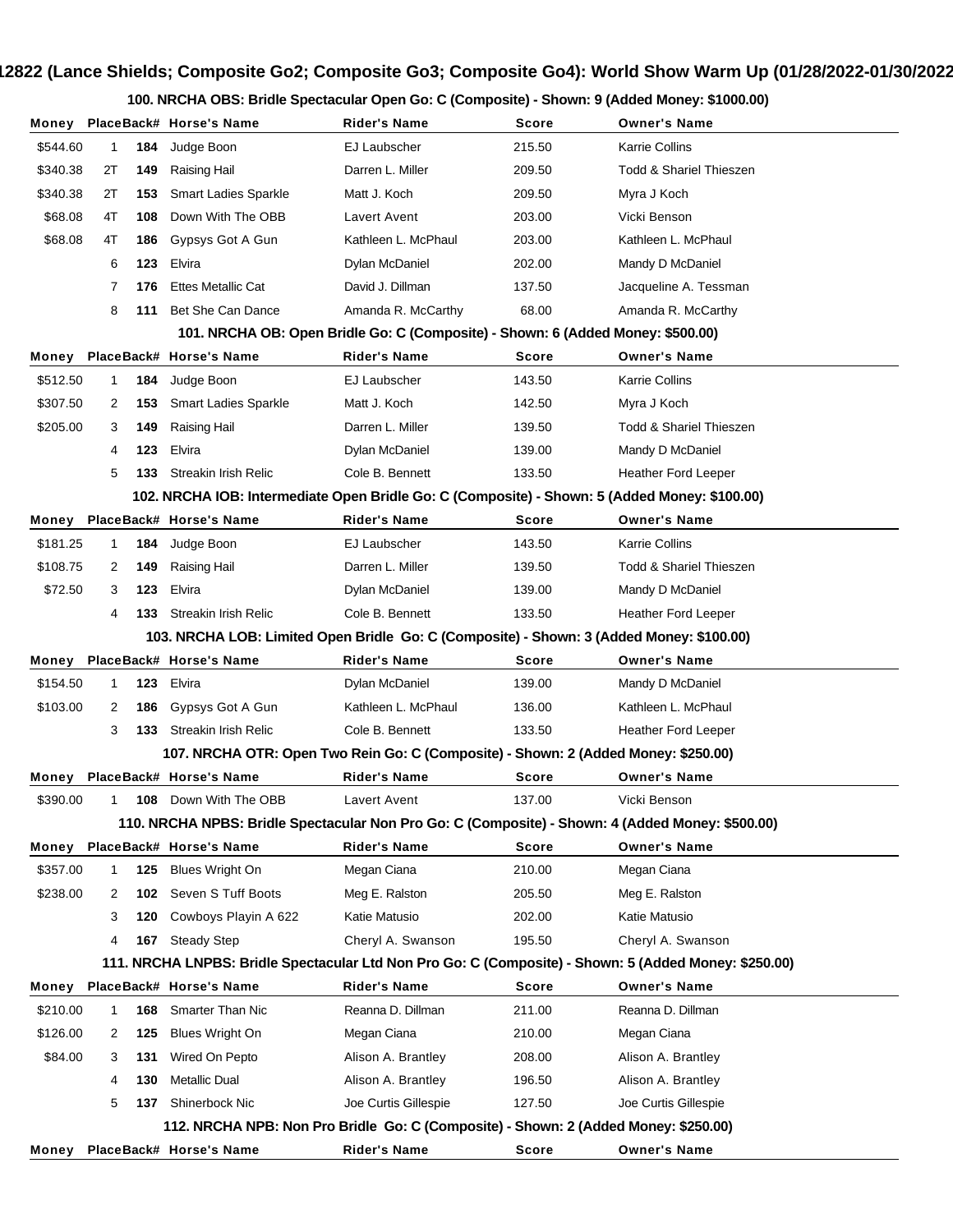## 12822 (Lance Shields; Composite Go2; Composite Go3; Composite Go4): World Show Warm Up (01/28/2022-01/30/2022

### 100. NRCHA OBS: Bridle Spectacular Open Go: C (Composite) - Shown: 9 (Added Money: $1000.00)

| Money | Place | Back# | Horse's Name | Rider's Name | Score | Owner's Name |
|---|---|---|---|---|---|---|
| $544.60 | 1 | **184** | Judge Boon | EJ Laubscher | 215.50 | Karrie Collins |
| $340.38 | 2T | **149** | Raising Hail | Darren L. Miller | 209.50 | Todd & Shariel Thieszen |
| $340.38 | 2T | **153** | Smart Ladies Sparkle | Matt J. Koch | 209.50 | Myra J Koch |
| $68.08 | 4T | **108** | Down With The OBB | Lavert Avent | 203.00 | Vicki Benson |
| $68.08 | 4T | **186** | Gypsys Got A Gun | Kathleen L. McPhaul | 203.00 | Kathleen L. McPhaul |
| | 6 | **123** | Elvira | Dylan McDaniel | 202.00 | Mandy D McDaniel |
| | 7 | **176** | Ettes Metallic Cat | David J. Dillman | 137.50 | Jacqueline A. Tessman |
| | 8 | **111** | Bet She Can Dance | Amanda R. McCarthy | 68.00 | Amanda R. McCarthy |

### 101. NRCHA OB: Open Bridle Go: C (Composite) - Shown: 6 (Added Money: $500.00)

| Money | Place | Back# | Horse's Name | Rider's Name | Score | Owner's Name |
|---|---|---|---|---|---|---|
| $512.50 | 1 | **184** | Judge Boon | EJ Laubscher | 143.50 | Karrie Collins |
| $307.50 | 2 | **153** | Smart Ladies Sparkle | Matt J. Koch | 142.50 | Myra J Koch |
| $205.00 | 3 | **149** | Raising Hail | Darren L. Miller | 139.50 | Todd & Shariel Thieszen |
| | 4 | **123** | Elvira | Dylan McDaniel | 139.00 | Mandy D McDaniel |
| | 5 | **133** | Streakin Irish Relic | Cole B. Bennett | 133.50 | Heather Ford Leeper |

### 102. NRCHA IOB: Intermediate Open Bridle Go: C (Composite) - Shown: 5 (Added Money: $100.00)

| Money | Place | Back# | Horse's Name | Rider's Name | Score | Owner's Name |
|---|---|---|---|---|---|---|
| $181.25 | 1 | **184** | Judge Boon | EJ Laubscher | 143.50 | Karrie Collins |
| $108.75 | 2 | **149** | Raising Hail | Darren L. Miller | 139.50 | Todd & Shariel Thieszen |
| $72.50 | 3 | **123** | Elvira | Dylan McDaniel | 139.00 | Mandy D McDaniel |
| | 4 | **133** | Streakin Irish Relic | Cole B. Bennett | 133.50 | Heather Ford Leeper |

### 103. NRCHA LOB: Limited Open Bridle Go: C (Composite) - Shown: 3 (Added Money: $100.00)

| Money | Place | Back# | Horse's Name | Rider's Name | Score | Owner's Name |
|---|---|---|---|---|---|---|
| $154.50 | 1 | **123** | Elvira | Dylan McDaniel | 139.00 | Mandy D McDaniel |
| $103.00 | 2 | **186** | Gypsys Got A Gun | Kathleen L. McPhaul | 136.00 | Kathleen L. McPhaul |
| | 3 | **133** | Streakin Irish Relic | Cole B. Bennett | 133.50 | Heather Ford Leeper |

### 107. NRCHA OTR: Open Two Rein Go: C (Composite) - Shown: 2 (Added Money: $250.00)

| Money | Place | Back# | Horse's Name | Rider's Name | Score | Owner's Name |
|---|---|---|---|---|---|---|
| $390.00 | 1 | **108** | Down With The OBB | Lavert Avent | 137.00 | Vicki Benson |

### 110. NRCHA NPBS: Bridle Spectacular Non Pro Go: C (Composite) - Shown: 4 (Added Money: $500.00)

| Money | Place | Back# | Horse's Name | Rider's Name | Score | Owner's Name |
|---|---|---|---|---|---|---|
| $357.00 | 1 | **125** | Blues Wright On | Megan Ciana | 210.00 | Megan Ciana |
| $238.00 | 2 | **102** | Seven S Tuff Boots | Meg E. Ralston | 205.50 | Meg E. Ralston |
| | 3 | **120** | Cowboys Playin A 622 | Katie Matusio | 202.00 | Katie Matusio |
| | 4 | **167** | Steady Step | Cheryl A. Swanson | 195.50 | Cheryl A. Swanson |

### 111. NRCHA LNPBS: Bridle Spectacular Ltd Non Pro Go: C (Composite) - Shown: 5 (Added Money: $250.00)

| Money | Place | Back# | Horse's Name | Rider's Name | Score | Owner's Name |
|---|---|---|---|---|---|---|
| $210.00 | 1 | **168** | Smarter Than Nic | Reanna D. Dillman | 211.00 | Reanna D. Dillman |
| $126.00 | 2 | **125** | Blues Wright On | Megan Ciana | 210.00 | Megan Ciana |
| $84.00 | 3 | **131** | Wired On Pepto | Alison A. Brantley | 208.00 | Alison A. Brantley |
| | 4 | **130** | Metallic Dual | Alison A. Brantley | 196.50 | Alison A. Brantley |
| | 5 | **137** | Shinerbock Nic | Joe Curtis Gillespie | 127.50 | Joe Curtis Gillespie |

### 112. NRCHA NPB: Non Pro Bridle Go: C (Composite) - Shown: 2 (Added Money: $250.00)

| Money | Place | Back# | Horse's Name | Rider's Name | Score | Owner's Name |
|---|---|---|---|---|---|---|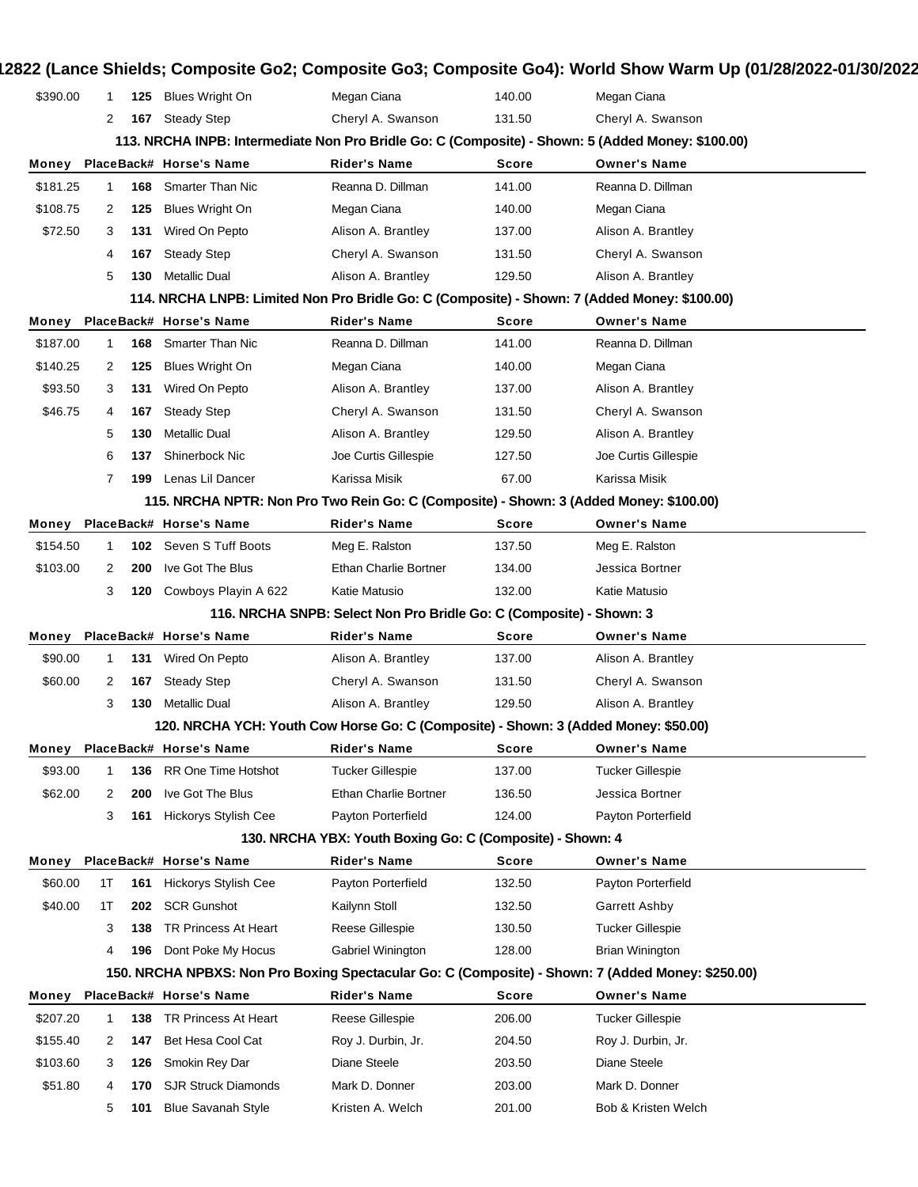| Money | Place | Back# | Horse's Name | Rider's Name | Score | Owner's Name |
|---|---|---|---|---|---|---|
| $390.00 | 1 | 125 | Blues Wright On | Megan Ciana | 140.00 | Megan Ciana |
| | 2 | 167 | Steady Step | Cheryl A. Swanson | 131.50 | Cheryl A. Swanson |

### 113. NRCHA INPB: Intermediate Non Pro Bridle Go: C (Composite) - Shown: 5 (Added Money: $100.00)

| Money | Place | Back# | Horse's Name | Rider's Name | Score | Owner's Name |
|---|---|---|---|---|---|---|
| $181.25 | 1 | 168 | Smarter Than Nic | Reanna D. Dillman | 141.00 | Reanna D. Dillman |
| $108.75 | 2 | 125 | Blues Wright On | Megan Ciana | 140.00 | Megan Ciana |
| $72.50 | 3 | 131 | Wired On Pepto | Alison A. Brantley | 137.00 | Alison A. Brantley |
| | 4 | 167 | Steady Step | Cheryl A. Swanson | 131.50 | Cheryl A. Swanson |
| | 5 | 130 | Metallic Dual | Alison A. Brantley | 129.50 | Alison A. Brantley |

### 114. NRCHA LNPB: Limited Non Pro Bridle Go: C (Composite) - Shown: 7 (Added Money: $100.00)

| Money | Place | Back# | Horse's Name | Rider's Name | Score | Owner's Name |
|---|---|---|---|---|---|---|
| $187.00 | 1 | 168 | Smarter Than Nic | Reanna D. Dillman | 141.00 | Reanna D. Dillman |
| $140.25 | 2 | 125 | Blues Wright On | Megan Ciana | 140.00 | Megan Ciana |
| $93.50 | 3 | 131 | Wired On Pepto | Alison A. Brantley | 137.00 | Alison A. Brantley |
| $46.75 | 4 | 167 | Steady Step | Cheryl A. Swanson | 131.50 | Cheryl A. Swanson |
| | 5 | 130 | Metallic Dual | Alison A. Brantley | 129.50 | Alison A. Brantley |
| | 6 | 137 | Shinerbock Nic | Joe Curtis Gillespie | 127.50 | Joe Curtis Gillespie |
| | 7 | 199 | Lenas Lil Dancer | Karissa Misik | 67.00 | Karissa Misik |

### 115. NRCHA NPTR: Non Pro Two Rein Go: C (Composite) - Shown: 3 (Added Money: $100.00)

| Money | Place | Back# | Horse's Name | Rider's Name | Score | Owner's Name |
|---|---|---|---|---|---|---|
| $154.50 | 1 | 102 | Seven S Tuff Boots | Meg E. Ralston | 137.50 | Meg E. Ralston |
| $103.00 | 2 | 200 | Ive Got The Blus | Ethan Charlie Bortner | 134.00 | Jessica Bortner |
| | 3 | 120 | Cowboys Playin A 622 | Katie Matusio | 132.00 | Katie Matusio |

### 116. NRCHA SNPB: Select Non Pro Bridle Go: C (Composite) - Shown: 3

| Money | Place | Back# | Horse's Name | Rider's Name | Score | Owner's Name |
|---|---|---|---|---|---|---|
| $90.00 | 1 | 131 | Wired On Pepto | Alison A. Brantley | 137.00 | Alison A. Brantley |
| $60.00 | 2 | 167 | Steady Step | Cheryl A. Swanson | 131.50 | Cheryl A. Swanson |
| | 3 | 130 | Metallic Dual | Alison A. Brantley | 129.50 | Alison A. Brantley |

### 120. NRCHA YCH: Youth Cow Horse Go: C (Composite) - Shown: 3 (Added Money: $50.00)

| Money | Place | Back# | Horse's Name | Rider's Name | Score | Owner's Name |
|---|---|---|---|---|---|---|
| $93.00 | 1 | 136 | RR One Time Hotshot | Tucker Gillespie | 137.00 | Tucker Gillespie |
| $62.00 | 2 | 200 | Ive Got The Blus | Ethan Charlie Bortner | 136.50 | Jessica Bortner |
| | 3 | 161 | Hickorys Stylish Cee | Payton Porterfield | 124.00 | Payton Porterfield |

### 130. NRCHA YBX: Youth Boxing Go: C (Composite) - Shown: 4

| Money | Place | Back# | Horse's Name | Rider's Name | Score | Owner's Name |
|---|---|---|---|---|---|---|
| $60.00 | 1T | 161 | Hickorys Stylish Cee | Payton Porterfield | 132.50 | Payton Porterfield |
| $40.00 | 1T | 202 | SCR Gunshot | Kailynn Stoll | 132.50 | Garrett Ashby |
| | 3 | 138 | TR Princess At Heart | Reese Gillespie | 130.50 | Tucker Gillespie |
| | 4 | 196 | Dont Poke My Hocus | Gabriel Winington | 128.00 | Brian Winington |

### 150. NRCHA NPBXS: Non Pro Boxing Spectacular Go: C (Composite) - Shown: 7 (Added Money: $250.00)

| Money | Place | Back# | Horse's Name | Rider's Name | Score | Owner's Name |
|---|---|---|---|---|---|---|
| $207.20 | 1 | 138 | TR Princess At Heart | Reese Gillespie | 206.00 | Tucker Gillespie |
| $155.40 | 2 | 147 | Bet Hesa Cool Cat | Roy J. Durbin, Jr. | 204.50 | Roy J. Durbin, Jr. |
| $103.60 | 3 | 126 | Smokin Rey Dar | Diane Steele | 203.50 | Diane Steele |
| $51.80 | 4 | 170 | SJR Struck Diamonds | Mark D. Donner | 203.00 | Mark D. Donner |
| | 5 | 101 | Blue Savanah Style | Kristen A. Welch | 201.00 | Bob & Kristen Welch |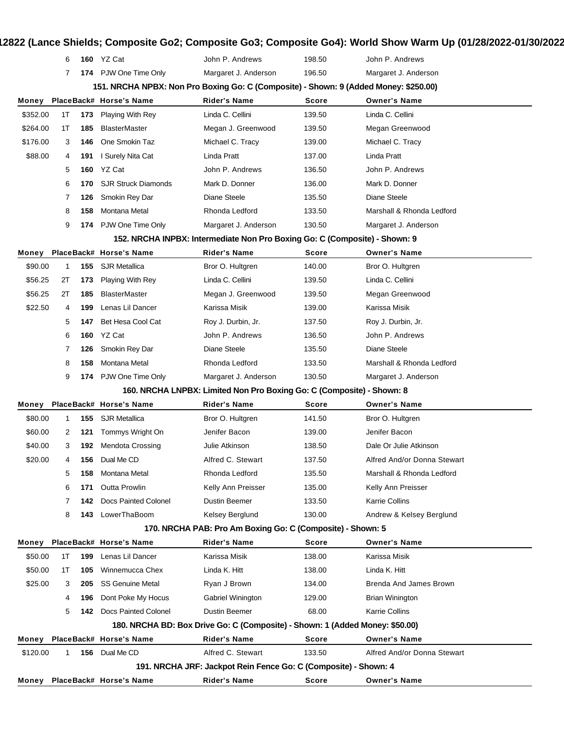| Money | Place | Back# | Horse's Name | Rider's Name | Score | Owner's Name |
|---|---|---|---|---|---|---|
| | 6 | **160** | YZ Cat | John P. Andrews | 198.50 | John P. Andrews |
| | 7 | **174** | PJW One Time Only | Margaret J. Anderson | 196.50 | Margaret J. Anderson |

### 151. NRCHA NPBX: Non Pro Boxing Go: C (Composite) - Shown: 9 (Added Money: $250.00)

| Money | Place | Back# | Horse's Name | Rider's Name | Score | Owner's Name |
|---|---|---|---|---|---|---|
| $352.00 | 1T | **173** | Playing With Rey | Linda C. Cellini | 139.50 | Linda C. Cellini |
| $264.00 | 1T | **185** | BlasterMaster | Megan J. Greenwood | 139.50 | Megan Greenwood |
| $176.00 | 3 | **146** | One Smokin Taz | Michael C. Tracy | 139.00 | Michael C. Tracy |
| $88.00 | 4 | **191** | I Surely Nita Cat | Linda Pratt | 137.00 | Linda Pratt |
| | 5 | **160** | YZ Cat | John P. Andrews | 136.50 | John P. Andrews |
| | 6 | **170** | SJR Struck Diamonds | Mark D. Donner | 136.00 | Mark D. Donner |
| | 7 | **126** | Smokin Rey Dar | Diane Steele | 135.50 | Diane Steele |
| | 8 | **158** | Montana Metal | Rhonda Ledford | 133.50 | Marshall & Rhonda Ledford |
| | 9 | **174** | PJW One Time Only | Margaret J. Anderson | 130.50 | Margaret J. Anderson |

### 152. NRCHA INPBX: Intermediate Non Pro Boxing Go: C (Composite) - Shown: 9

| Money | Place | Back# | Horse's Name | Rider's Name | Score | Owner's Name |
|---|---|---|---|---|---|---|
| $90.00 | 1 | **155** | SJR Metallica | Bror O. Hultgren | 140.00 | Bror O. Hultgren |
| $56.25 | 2T | **173** | Playing With Rey | Linda C. Cellini | 139.50 | Linda C. Cellini |
| $56.25 | 2T | **185** | BlasterMaster | Megan J. Greenwood | 139.50 | Megan Greenwood |
| $22.50 | 4 | **199** | Lenas Lil Dancer | Karissa Misik | 139.00 | Karissa Misik |
| | 5 | **147** | Bet Hesa Cool Cat | Roy J. Durbin, Jr. | 137.50 | Roy J. Durbin, Jr. |
| | 6 | **160** | YZ Cat | John P. Andrews | 136.50 | John P. Andrews |
| | 7 | **126** | Smokin Rey Dar | Diane Steele | 135.50 | Diane Steele |
| | 8 | **158** | Montana Metal | Rhonda Ledford | 133.50 | Marshall & Rhonda Ledford |
| | 9 | **174** | PJW One Time Only | Margaret J. Anderson | 130.50 | Margaret J. Anderson |

### 160. NRCHA LNPBX: Limited Non Pro Boxing Go: C (Composite) - Shown: 8

| Money | Place | Back# | Horse's Name | Rider's Name | Score | Owner's Name |
|---|---|---|---|---|---|---|
| $80.00 | 1 | **155** | SJR Metallica | Bror O. Hultgren | 141.50 | Bror O. Hultgren |
| $60.00 | 2 | **121** | Tommys Wright On | Jenifer Bacon | 139.00 | Jenifer Bacon |
| $40.00 | 3 | **192** | Mendota Crossing | Julie Atkinson | 138.50 | Dale Or Julie Atkinson |
| $20.00 | 4 | **156** | Dual Me CD | Alfred C. Stewart | 137.50 | Alfred And/or Donna Stewart |
| | 5 | **158** | Montana Metal | Rhonda Ledford | 135.50 | Marshall & Rhonda Ledford |
| | 6 | **171** | Outta Prowlin | Kelly Ann Preisser | 135.00 | Kelly Ann Preisser |
| | 7 | **142** | Docs Painted Colonel | Dustin Beemer | 133.50 | Karrie Collins |
| | 8 | **143** | LowerThaBoom | Kelsey Berglund | 130.00 | Andrew & Kelsey Berglund |

### 170. NRCHA PAB: Pro Am Boxing Go: C (Composite) - Shown: 5

| Money | Place | Back# | Horse's Name | Rider's Name | Score | Owner's Name |
|---|---|---|---|---|---|---|
| $50.00 | 1T | **199** | Lenas Lil Dancer | Karissa Misik | 138.00 | Karissa Misik |
| $50.00 | 1T | **105** | Winnemucca Chex | Linda K. Hitt | 138.00 | Linda K. Hitt |
| $25.00 | 3 | **205** | SS Genuine Metal | Ryan J Brown | 134.00 | Brenda And James Brown |
| | 4 | **196** | Dont Poke My Hocus | Gabriel Winington | 129.00 | Brian Winington |
| | 5 | **142** | Docs Painted Colonel | Dustin Beemer | 68.00 | Karrie Collins |

### 180. NRCHA BD: Box Drive Go: C (Composite) - Shown: 1 (Added Money: $50.00)

| Money | Place | Back# | Horse's Name | Rider's Name | Score | Owner's Name |
|---|---|---|---|---|---|---|
| $120.00 | 1 | **156** | Dual Me CD | Alfred C. Stewart | 133.50 | Alfred And/or Donna Stewart |

### 191. NRCHA JRF: Jackpot Rein Fence Go: C (Composite) - Shown: 4

| Money | Place | Back# | Horse's Name | Rider's Name | Score | Owner's Name |
|---|---|---|---|---|---|---|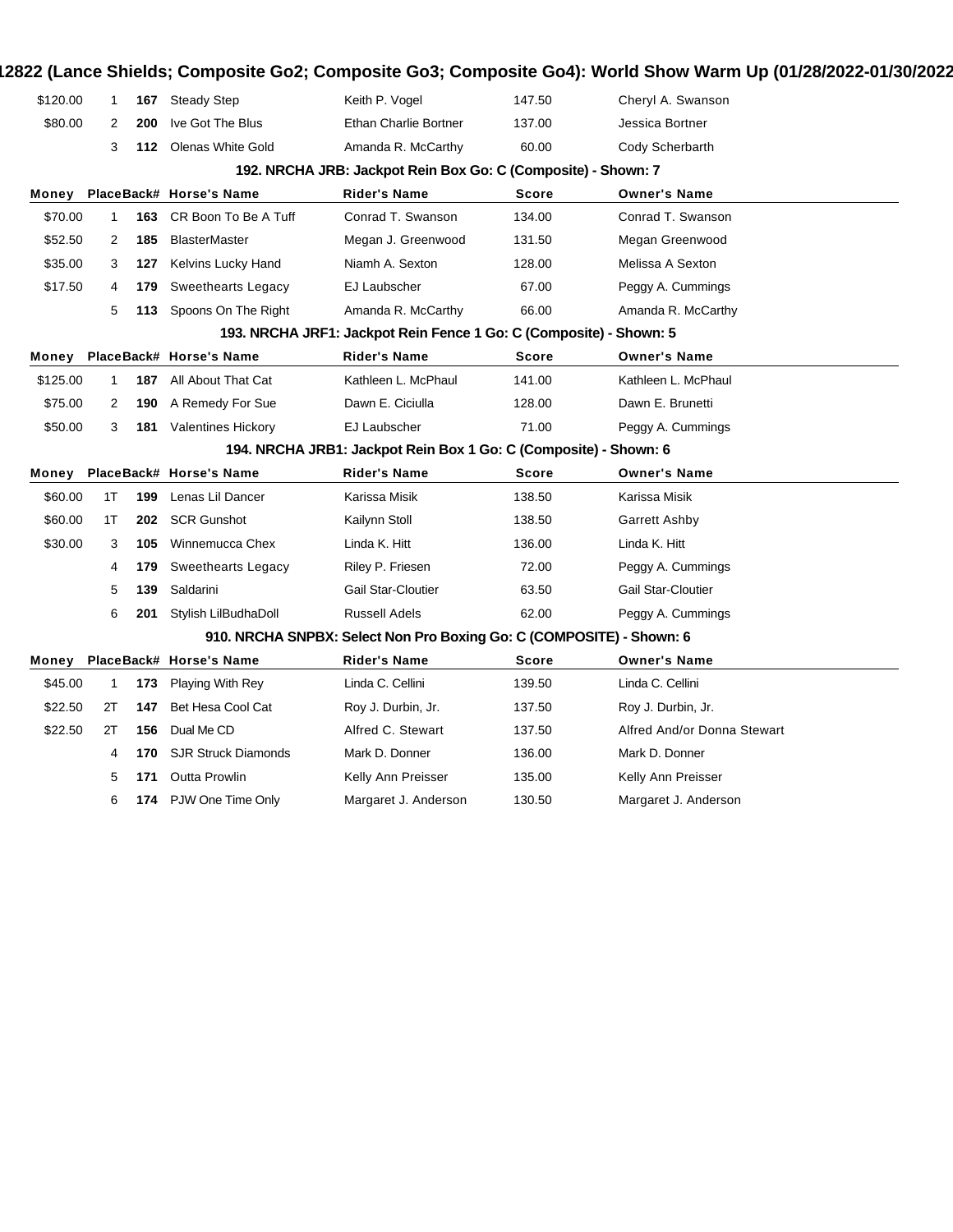# 12822 (Lance Shields; Composite Go2; Composite Go3; Composite Go4): World Show Warm Up (01/28/2022-01/30/2022)

| | | | | | | |
|---|---|---|---|---|---|---|
| $120.00 | 1 | **167** | Steady Step | Keith P. Vogel | 147.50 | Cheryl A. Swanson |
| $80.00 | 2 | **200** | Ive Got The Blus | Ethan Charlie Bortner | 137.00 | Jessica Bortner |
| | 3 | **112** | Olenas White Gold | Amanda R. McCarthy | 60.00 | Cody Scherbarth |

### 192. NRCHA JRB: Jackpot Rein Box Go: C (Composite) - Shown: 7

| Money | Place | Back# | Horse's Name | Rider's Name | Score | Owner's Name |
|---|---|---|---|---|---|---|
| $70.00 | 1 | **163** | CR Boon To Be A Tuff | Conrad T. Swanson | 134.00 | Conrad T. Swanson |
| $52.50 | 2 | **185** | BlasterMaster | Megan J. Greenwood | 131.50 | Megan Greenwood |
| $35.00 | 3 | **127** | Kelvins Lucky Hand | Niamh A. Sexton | 128.00 | Melissa A Sexton |
| $17.50 | 4 | **179** | Sweethearts Legacy | EJ Laubscher | 67.00 | Peggy A. Cummings |
| | 5 | **113** | Spoons On The Right | Amanda R. McCarthy | 66.00 | Amanda R. McCarthy |

### 193. NRCHA JRF1: Jackpot Rein Fence 1 Go: C (Composite) - Shown: 5

| Money | Place | Back# | Horse's Name | Rider's Name | Score | Owner's Name |
|---|---|---|---|---|---|---|
| $125.00 | 1 | **187** | All About That Cat | Kathleen L. McPhaul | 141.00 | Kathleen L. McPhaul |
| $75.00 | 2 | **190** | A Remedy For Sue | Dawn E. Ciciulla | 128.00 | Dawn E. Brunetti |
| $50.00 | 3 | **181** | Valentines Hickory | EJ Laubscher | 71.00 | Peggy A. Cummings |

### 194. NRCHA JRB1: Jackpot Rein Box 1 Go: C (Composite) - Shown: 6

| Money | Place | Back# | Horse's Name | Rider's Name | Score | Owner's Name |
|---|---|---|---|---|---|---|
| $60.00 | 1T | **199** | Lenas Lil Dancer | Karissa Misik | 138.50 | Karissa Misik |
| $60.00 | 1T | **202** | SCR Gunshot | Kailynn Stoll | 138.50 | Garrett Ashby |
| $30.00 | 3 | **105** | Winnemucca Chex | Linda K. Hitt | 136.00 | Linda K. Hitt |
| | 4 | **179** | Sweethearts Legacy | Riley P. Friesen | 72.00 | Peggy A. Cummings |
| | 5 | **139** | Saldarini | Gail Star-Cloutier | 63.50 | Gail Star-Cloutier |
| | 6 | **201** | Stylish LilBudhaDoll | Russell Adels | 62.00 | Peggy A. Cummings |

### 910. NRCHA SNPBX: Select Non Pro Boxing Go: C (COMPOSITE) - Shown: 6

| Money | Place | Back# | Horse's Name | Rider's Name | Score | Owner's Name |
|---|---|---|---|---|---|---|
| $45.00 | 1 | **173** | Playing With Rey | Linda C. Cellini | 139.50 | Linda C. Cellini |
| $22.50 | 2T | **147** | Bet Hesa Cool Cat | Roy J. Durbin, Jr. | 137.50 | Roy J. Durbin, Jr. |
| $22.50 | 2T | **156** | Dual Me CD | Alfred C. Stewart | 137.50 | Alfred And/or Donna Stewart |
| | 4 | **170** | SJR Struck Diamonds | Mark D. Donner | 136.00 | Mark D. Donner |
| | 5 | **171** | Outta Prowlin | Kelly Ann Preisser | 135.00 | Kelly Ann Preisser |
| | 6 | **174** | PJW One Time Only | Margaret J. Anderson | 130.50 | Margaret J. Anderson |